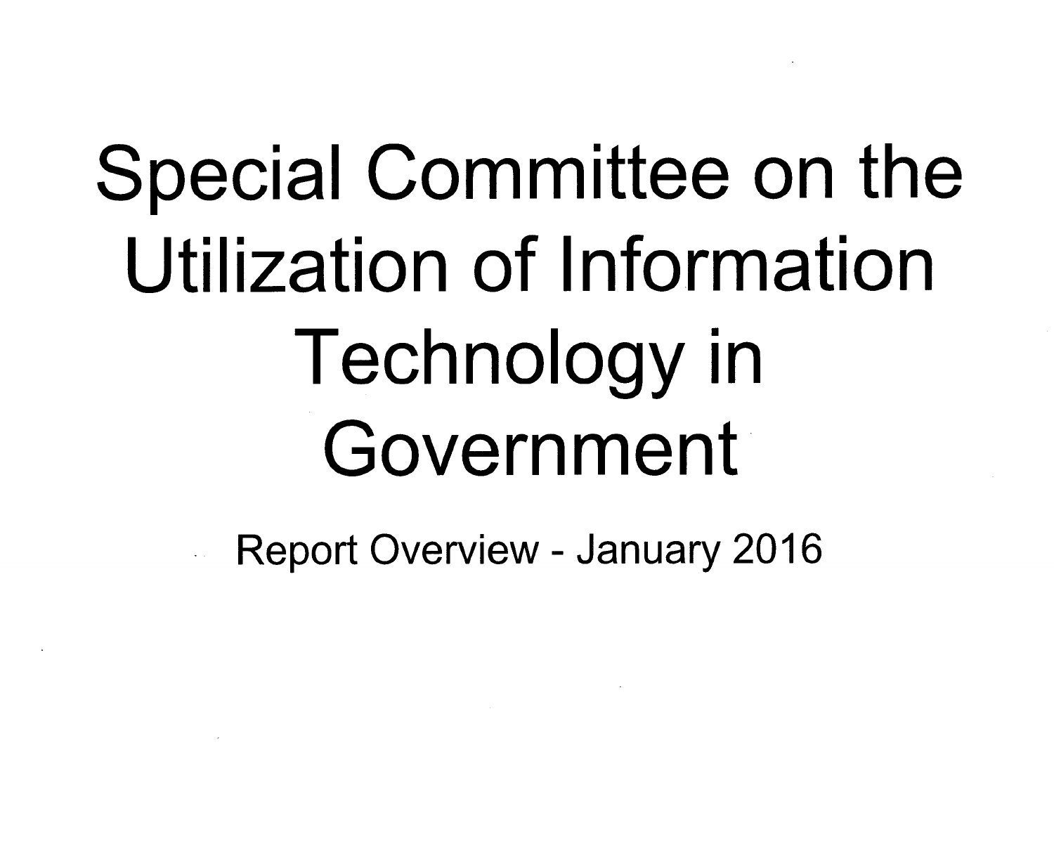# Special Committee on the Utilization of Information Technology in Government

Report Overview - January 2016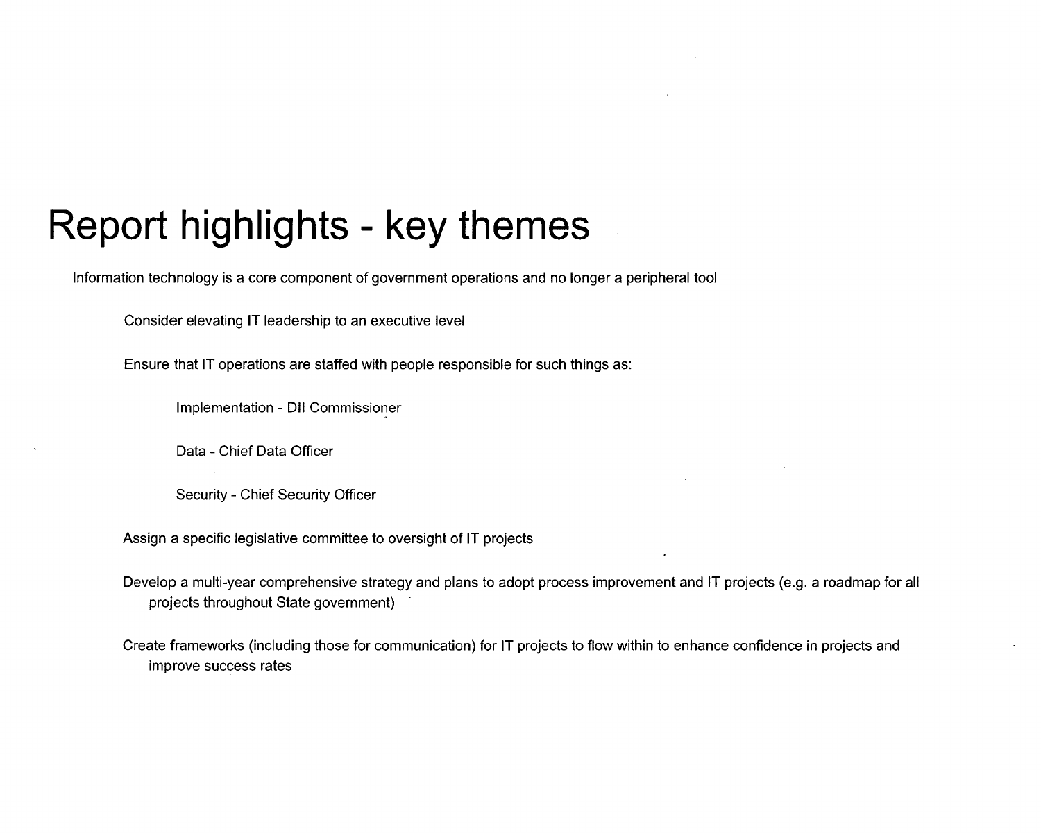# Report highlights - key themes

Information technology is a core component of government operations and no longer a peripheral tool

- Consider elevating IT leadership to an executive level
- Ensure that IT operations are staffed with people responsible for such things as:
  - Implementation - DII Commissioner
  - Data - Chief Data Officer
  - Security - Chief Security Officer
- Assign a specific legislative committee to oversight of IT projects
- Develop a multi-year comprehensive strategy and plans to adopt process improvement and IT projects (e.g. a roadmap for all projects throughout State government)
- Create frameworks (including those for communication) for IT projects to flow within to enhance confidence in projects and improve success rates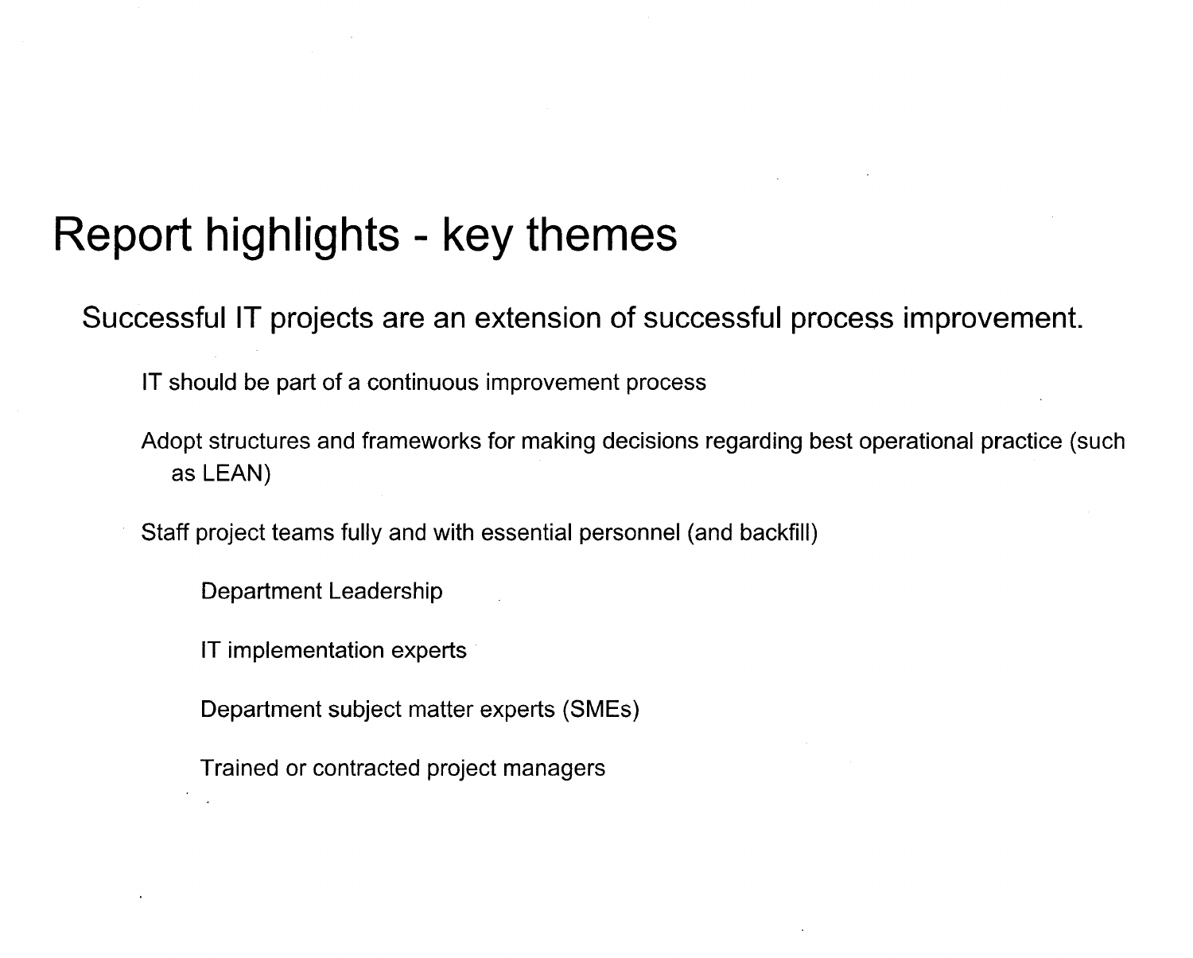# Report highlights - key themes

Successful IT projects are an extension of successful process improvement.

- IT should be part of a continuous improvement process
- Adopt structures and frameworks for making decisions regarding best operational practice (such as LEAN)
- Staff project teams fully and with essential personnel (and backfill)
  - Department Leadership
  - IT implementation experts
  - Department subject matter experts (SMEs)
  - Trained or contracted project managers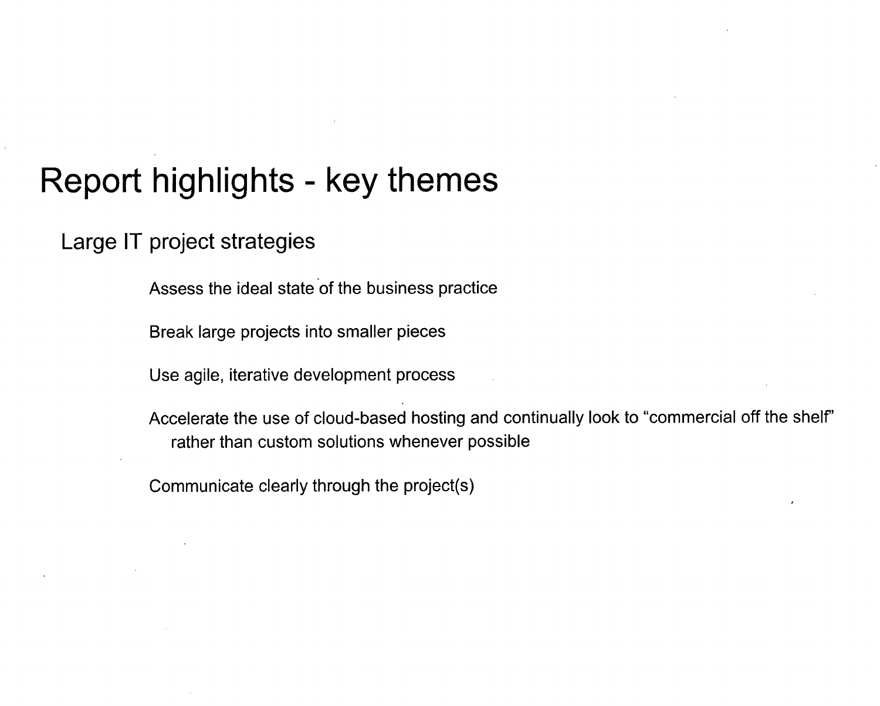# Report highlights - key themes

## Large IT project strategies

- Assess the ideal state of the business practice
- Break large projects into smaller pieces
- Use agile, iterative development process
- Accelerate the use of cloud-based hosting and continually look to "commercial off the shelf" rather than custom solutions whenever possible
- Communicate clearly through the project(s)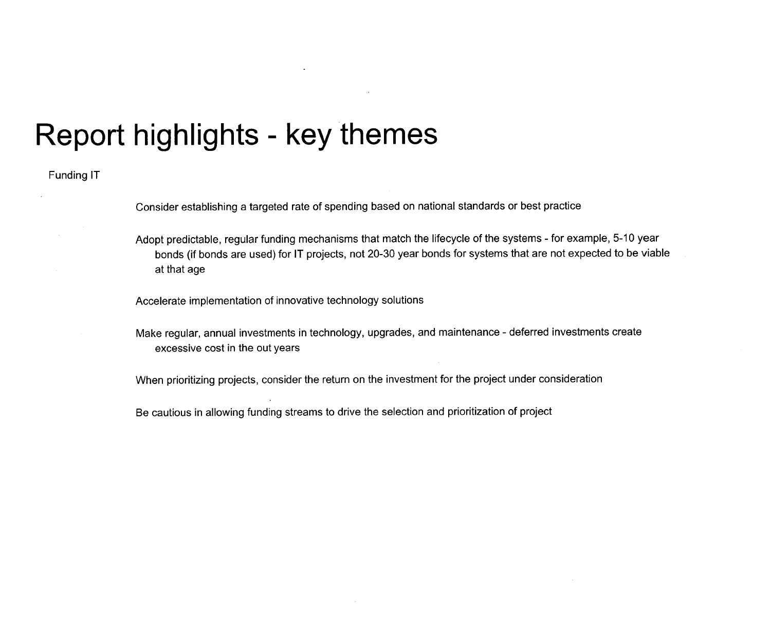# Report highlights - key themes

Funding IT

Consider establishing a targeted rate of spending based on national standards or best practice

Adopt predictable, regular funding mechanisms that match the lifecycle of the systems - for example, 5-10 year bonds (if bonds are used) for IT projects, not 20-30 year bonds for systems that are not expected to be viable at that age

Accelerate implementation of innovative technology solutions

Make regular, annual investments in technology, upgrades, and maintenance - deferred investments create excessive cost in the out years

When prioritizing projects, consider the return on the investment for the project under consideration

Be cautious in allowing funding streams to drive the selection and prioritization of project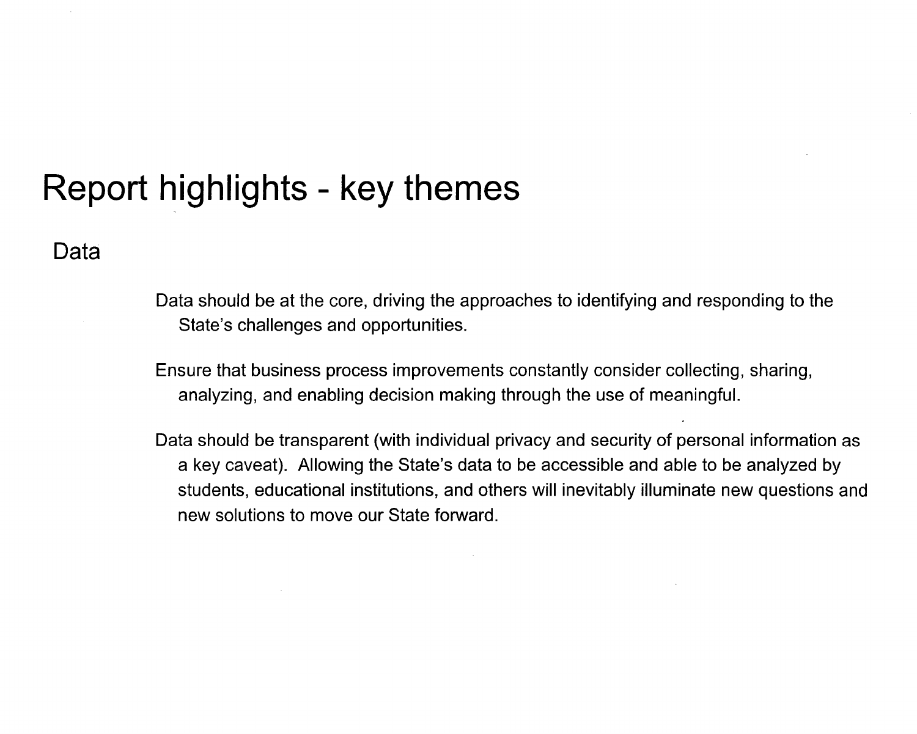# Report highlights - key themes

## Data

Data should be at the core, driving the approaches to identifying and responding to the State's challenges and opportunities.

Ensure that business process improvements constantly consider collecting, sharing, analyzing, and enabling decision making through the use of meaningful.

Data should be transparent (with individual privacy and security of personal information as a key caveat). Allowing the State's data to be accessible and able to be analyzed by students, educational institutions, and others will inevitably illuminate new questions and new solutions to move our State forward.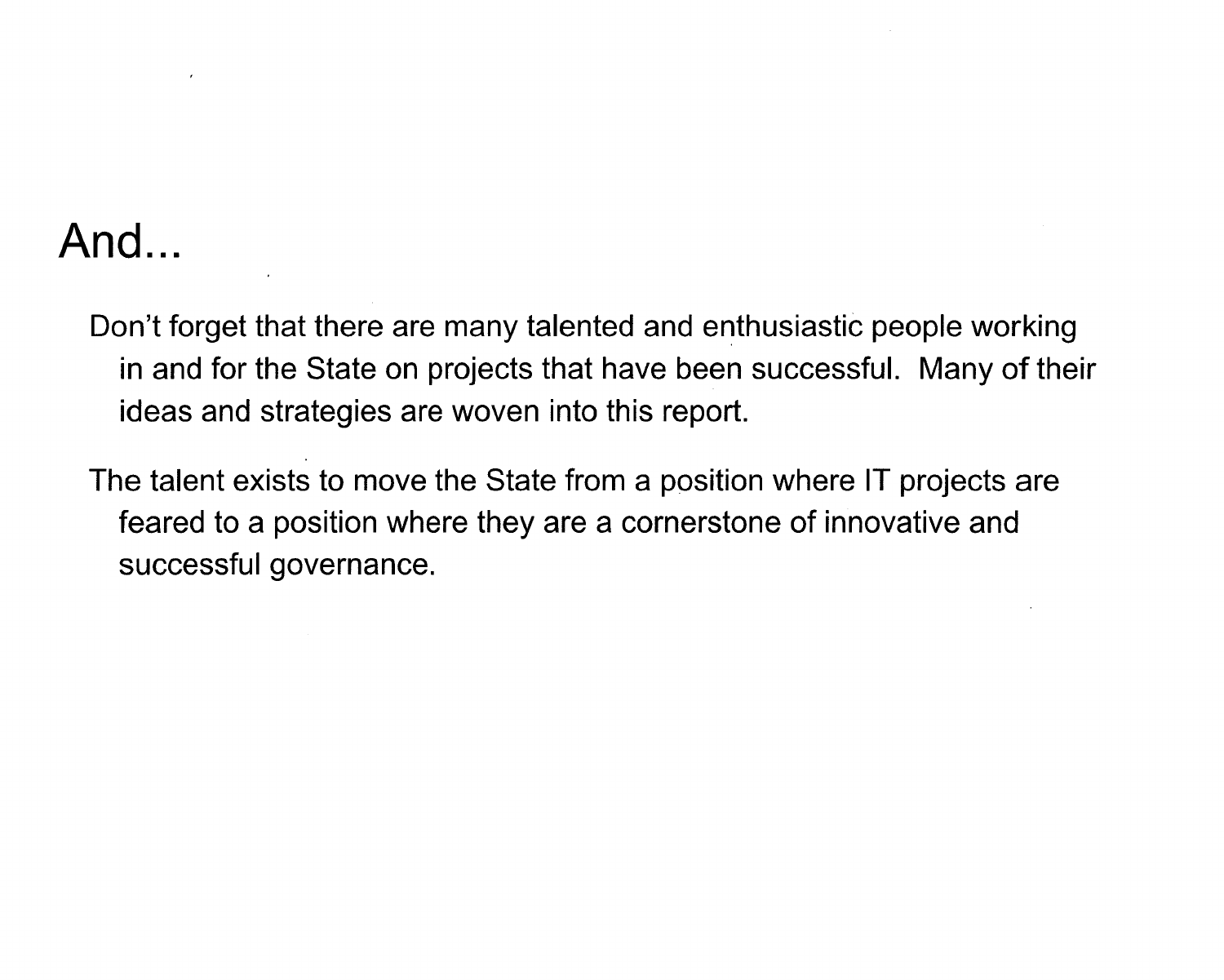# And...

Don't forget that there are many talented and enthusiastic people working in and for the State on projects that have been successful. Many of their ideas and strategies are woven into this report.

The talent exists to move the State from a position where IT projects are feared to a position where they are a cornerstone of innovative and successful governance.